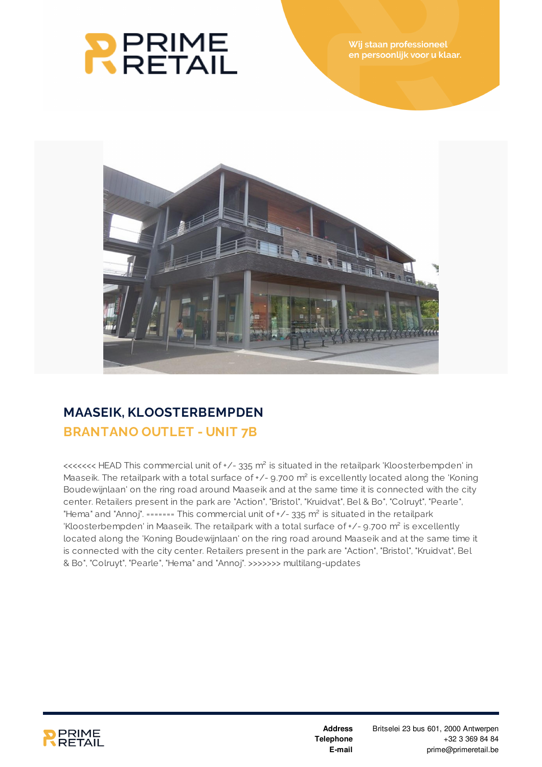Wij staan professioneel en persoonlijk voor u klaar.

## MAASEIK, KLOOSTERBEMPDEN

## BRANTANO OUTLET - UNIT 7B

<<<<<<< HEAD This commercial unit of +/- 335 m² is situated in the retailpark 'Kloosterbempden' in Maaseik. The retailpark with a total surface of +/- 9.700 m² is excellently located along the 'Koning Boudewijnlaan' on the ring road around Maaseik and at the same time it is connected with the city center. Retailers present in the park are "Action", "Bristol", "Kruidvat", Bel & Bo", "Colruyt", "Pearle", "Hema" and "Annoj". ======= This commercial unit of +/- 335 m² is situated in the retailpark 'Kloosterbempden' in Maaseik. The retailpark with a total surface of +/- 9.700 m² is excellently located along the 'Koning Boudewijnlaan' on the ring road around Maaseik and at the same time it is connected with the city center. Retailers present in the park are "Action", "Bristol", "Kruidvat", Bel & Bo", "Colruyt", "Pearle", "Hema" and "Annoj". >>>>>>> multilang-updates

**Address** Britselei 23 bus 601, 2000 Antwerpen
**Telephone** +32 3 369 84 84
**E-mail** prime@primeretail.be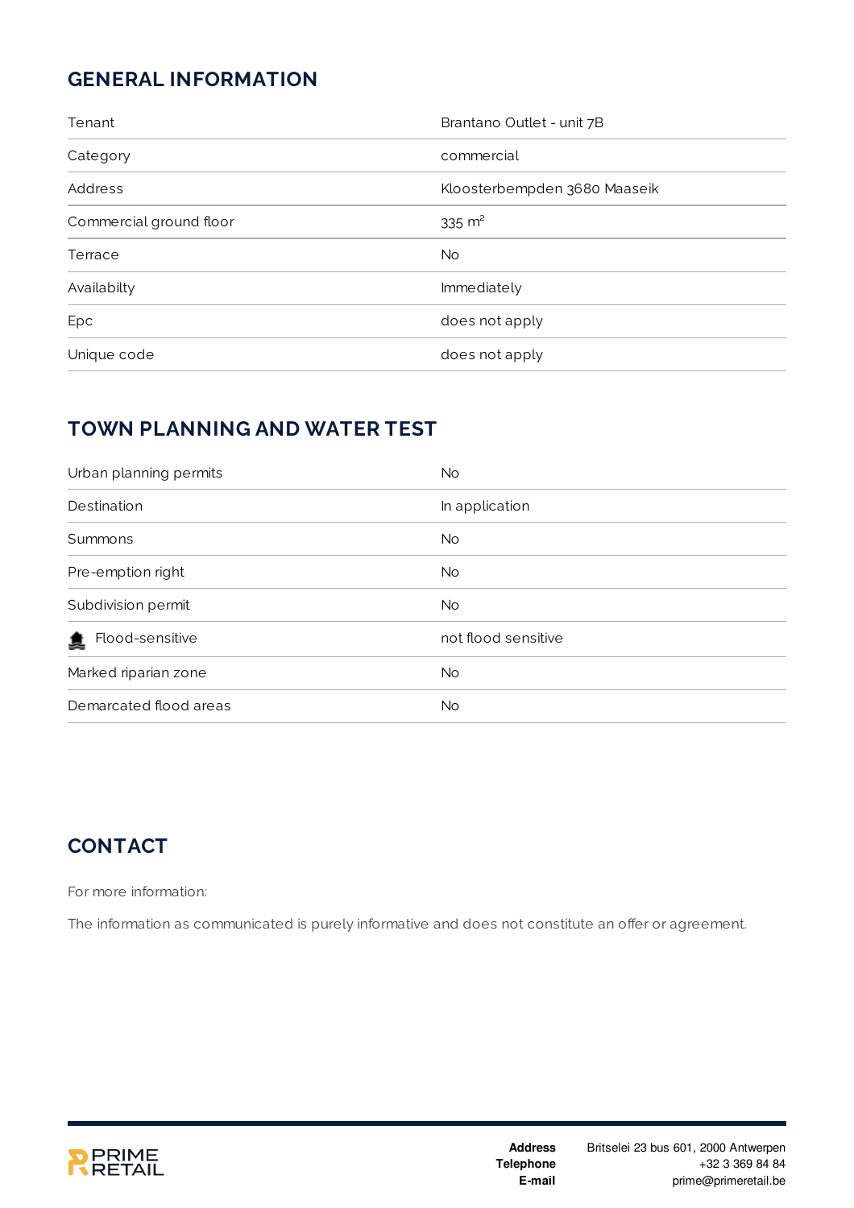## GENERAL INFORMATION

| | |
|---|---|
| Tenant | Brantano Outlet - unit 7B |
| Category | commercial |
| Address | Kloosterbempden 3680 Maaseik |
| Commercial ground floor | 335 $m^2$ |
| Terrace | No |
| Availabilty | Immediately |
| Epc | does not apply |
| Unique code | does not apply |

## TOWN PLANNING AND WATER TEST

| | |
|---|---|
| Urban planning permits | No |
| Destination | In application |
| Summons | No |
| Pre-emption right | No |
| Subdivision permit | No |
| Flood-sensitive | not flood sensitive |
| Marked riparian zone | No |
| Demarcated flood areas | No |

## CONTACT

For more information:

The information as communicated is purely informative and does not constitute an offer or agreement.

PRIME RETAIL

**Address** Britselei 23 bus 601, 2000 Antwerpen
**Telephone** +32 3 369 84 84
**E-mail** prime@primeretail.be